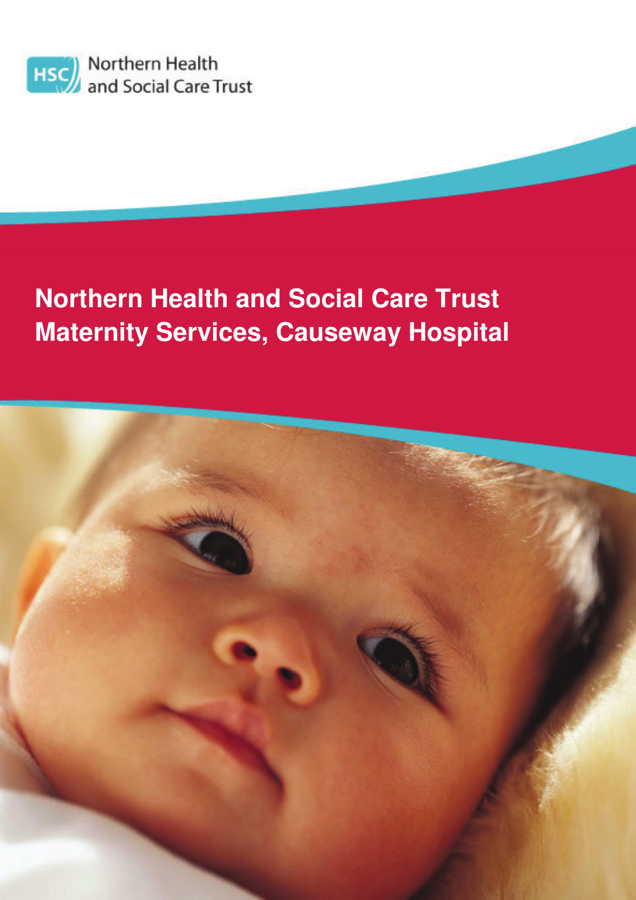Northern Health and Social Care Trust

# Northern Health and Social Care Trust Maternity Services, Causeway Hospital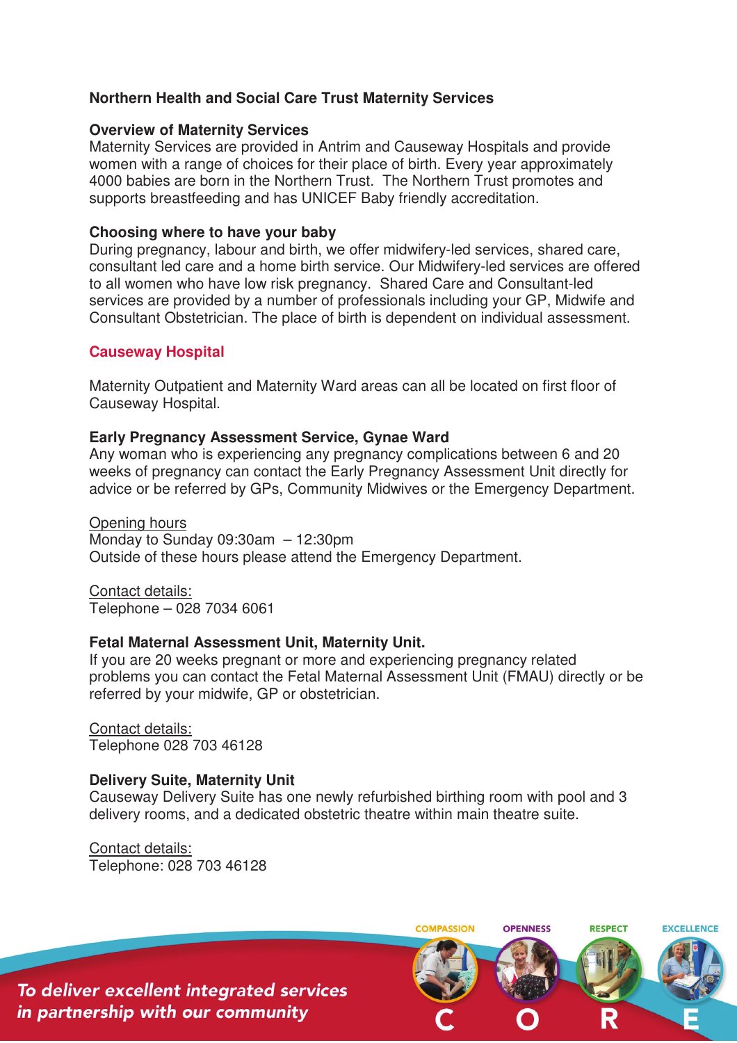**Northern Health and Social Care Trust Maternity Services**

**Overview of Maternity Services**

Maternity Services are provided in Antrim and Causeway Hospitals and provide women with a range of choices for their place of birth. Every year approximately 4000 babies are born in the Northern Trust. The Northern Trust promotes and supports breastfeeding and has UNICEF Baby friendly accreditation.

**Choosing where to have your baby**

During pregnancy, labour and birth, we offer midwifery-led services, shared care, consultant led care and a home birth service. Our Midwifery-led services are offered to all women who have low risk pregnancy. Shared Care and Consultant-led services are provided by a number of professionals including your GP, Midwife and Consultant Obstetrician. The place of birth is dependent on individual assessment.

## Causeway Hospital

Maternity Outpatient and Maternity Ward areas can all be located on first floor of Causeway Hospital.

**Early Pregnancy Assessment Service, Gynae Ward**

Any woman who is experiencing any pregnancy complications between 6 and 20 weeks of pregnancy can contact the Early Pregnancy Assessment Unit directly for advice or be referred by GPs, Community Midwives or the Emergency Department.

<u>Opening hours</u>
Monday to Sunday 09:30am – 12:30pm
Outside of these hours please attend the Emergency Department.

<u>Contact details:</u>
Telephone – 028 7034 6061

**Fetal Maternal Assessment Unit, Maternity Unit.**

If you are 20 weeks pregnant or more and experiencing pregnancy related problems you can contact the Fetal Maternal Assessment Unit (FMAU) directly or be referred by your midwife, GP or obstetrician.

<u>Contact details:</u>
Telephone 028 703 46128

**Delivery Suite, Maternity Unit**

Causeway Delivery Suite has one newly refurbished birthing room with pool and 3 delivery rooms, and a dedicated obstetric theatre within main theatre suite.

<u>Contact details:</u>
Telephone: 028 703 46128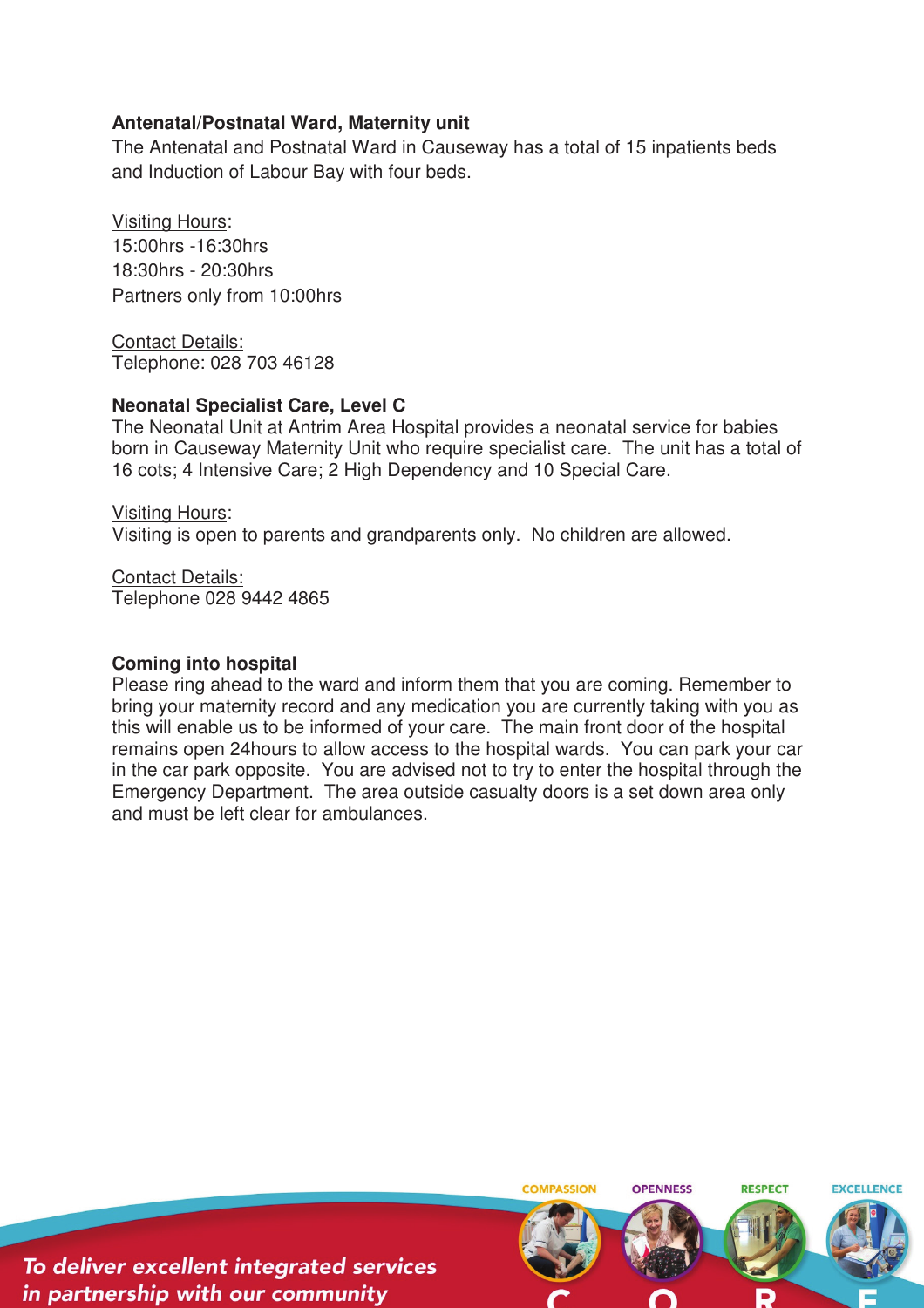**Antenatal/Postnatal Ward, Maternity unit**

The Antenatal and Postnatal Ward in Causeway has a total of 15 inpatients beds and Induction of Labour Bay with four beds.

Visiting Hours:
15:00hrs -16:30hrs
18:30hrs - 20:30hrs
Partners only from 10:00hrs

Contact Details:
Telephone: 028 703 46128

**Neonatal Specialist Care, Level C**

The Neonatal Unit at Antrim Area Hospital provides a neonatal service for babies born in Causeway Maternity Unit who require specialist care. The unit has a total of 16 cots; 4 Intensive Care; 2 High Dependency and 10 Special Care.

Visiting Hours:
Visiting is open to parents and grandparents only. No children are allowed.

Contact Details:
Telephone 028 9442 4865

**Coming into hospital**

Please ring ahead to the ward and inform them that you are coming. Remember to bring your maternity record and any medication you are currently taking with you as this will enable us to be informed of your care. The main front door of the hospital remains open 24hours to allow access to the hospital wards. You can park your car in the car park opposite. You are advised not to try to enter the hospital through the Emergency Department. The area outside casualty doors is a set down area only and must be left clear for ambulances.